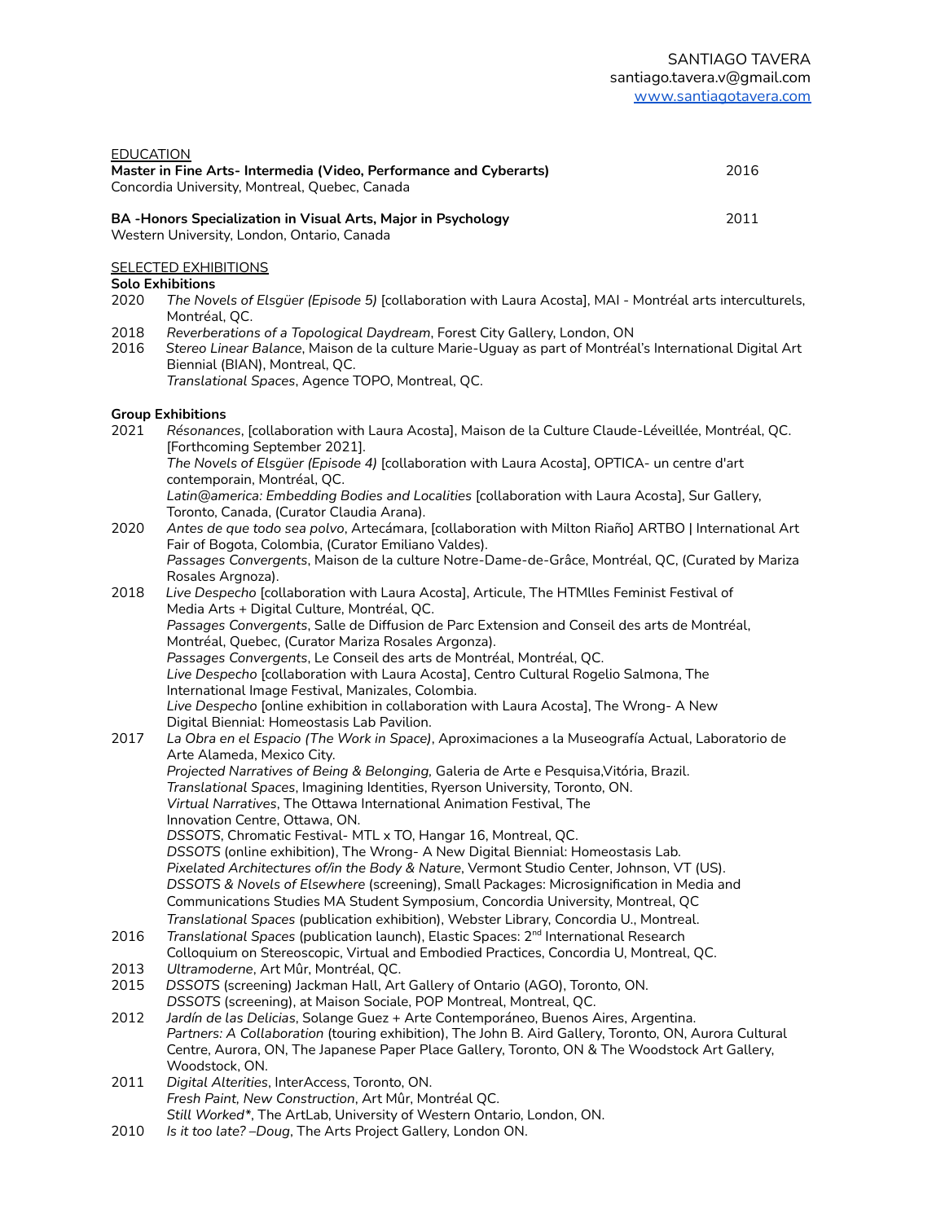SANTIAGO TAVERA
santiago.tavera.v@gmail.com
[www.santiagotavera.com](http://www.santiagotavera.com)

## EDUCATION

**Master in Fine Arts- Intermedia (Video, Performance and Cyberarts)** 2016
Concordia University, Montreal, Quebec, Canada

**BA -Honors Specialization in Visual Arts, Major in Psychology** 2011
Western University, London, Ontario, Canada

## SELECTED EXHIBITIONS

### Solo Exhibitions

2020 *The Novels of Elsgüer (Episode 5)* [collaboration with Laura Acosta], MAI - Montréal arts interculturels, Montréal, QC.

2018 *Reverberations of a Topological Daydream*, Forest City Gallery, London, ON

2016 *Stereo Linear Balance*, Maison de la culture Marie-Uguay as part of Montréal's International Digital Art Biennial (BIAN), Montreal, QC.
*Translational Spaces*, Agence TOPO, Montreal, QC.

### Group Exhibitions

2021 *Résonances*, [collaboration with Laura Acosta], Maison de la Culture Claude-Léveillée, Montréal, QC. [Forthcoming September 2021].
*The Novels of Elsgüer (Episode 4)* [collaboration with Laura Acosta], OPTICA- un centre d'art contemporain, Montréal, QC.
*Latin@america: Embedding Bodies and Localities* [collaboration with Laura Acosta], Sur Gallery, Toronto, Canada, (Curator Claudia Arana).

2020 *Antes de que todo sea polvo*, Artecámara, [collaboration with Milton Riaño] ARTBO | International Art Fair of Bogota, Colombia, (Curator Emiliano Valdes).
*Passages Convergents*, Maison de la culture Notre-Dame-de-Grâce, Montréal, QC, (Curated by Mariza Rosales Argnoza).

2018 *Live Despecho* [collaboration with Laura Acosta], Articule, The HTMlles Feminist Festival of Media Arts + Digital Culture, Montréal, QC.
*Passages Convergents*, Salle de Diffusion de Parc Extension and Conseil des arts de Montréal, Montréal, Quebec, (Curator Mariza Rosales Argonza).
*Passages Convergents*, Le Conseil des arts de Montréal, Montréal, QC.
*Live Despecho* [collaboration with Laura Acosta], Centro Cultural Rogelio Salmona, The International Image Festival, Manizales, Colombia.
*Live Despecho* [online exhibition in collaboration with Laura Acosta], The Wrong- A New Digital Biennial: Homeostasis Lab Pavilion.

2017 *La Obra en el Espacio (The Work in Space)*, Aproximaciones a la Museografía Actual, Laboratorio de Arte Alameda, Mexico City.
*Projected Narratives of Being & Belonging*, Galeria de Arte e Pesquisa,Vitória, Brazil.
*Translational Spaces*, Imagining Identities, Ryerson University, Toronto, ON.
*Virtual Narratives*, The Ottawa International Animation Festival, The Innovation Centre, Ottawa, ON.
*DSSOTS*, Chromatic Festival- MTL x TO, Hangar 16, Montreal, QC.
*DSSOTS* (online exhibition), The Wrong- A New Digital Biennial: Homeostasis Lab.
*Pixelated Architectures of/in the Body & Nature*, Vermont Studio Center, Johnson, VT (US).
*DSSOTS & Novels of Elsewhere* (screening), Small Packages: Microsignification in Media and Communications Studies MA Student Symposium, Concordia University, Montreal, QC
*Translational Spaces* (publication exhibition), Webster Library, Concordia U., Montreal.

2016 *Translational Spaces* (publication launch), Elastic Spaces: 2nd International Research Colloquium on Stereoscopic, Virtual and Embodied Practices, Concordia U, Montreal, QC.

2013 *Ultramoderne*, Art Mûr, Montréal, QC.

2015 *DSSOTS* (screening) Jackman Hall, Art Gallery of Ontario (AGO), Toronto, ON.
*DSSOTS* (screening), at Maison Sociale, POP Montreal, Montreal, QC.

2012 *Jardín de las Delicias*, Solange Guez + Arte Contemporáneo, Buenos Aires, Argentina.
*Partners: A Collaboration* (touring exhibition), The John B. Aird Gallery, Toronto, ON, Aurora Cultural Centre, Aurora, ON, The Japanese Paper Place Gallery, Toronto, ON & The Woodstock Art Gallery, Woodstock, ON.

2011 *Digital Alterities*, InterAccess, Toronto, ON.
*Fresh Paint, New Construction*, Art Mûr, Montréal QC.
*Still Worked\**, The ArtLab, University of Western Ontario, London, ON.

2010 *Is it too late? –Doug*, The Arts Project Gallery, London ON.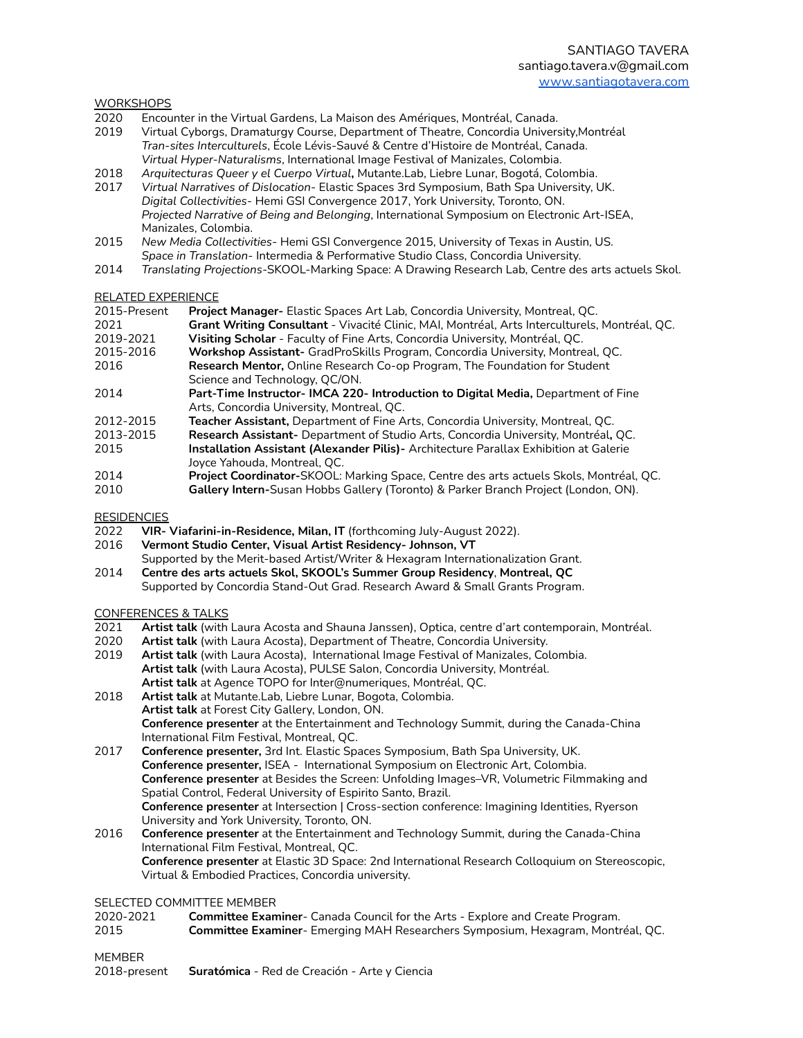SANTIAGO TAVERA
santiago.tavera.v@gmail.com
[www.santiagotavera.com](http://www.santiagotavera.com)

## WORKSHOPS

2020 Encounter in the Virtual Gardens, La Maison des Amériques, Montréal, Canada.
2019 Virtual Cyborgs, Dramaturgy Course, Department of Theatre, Concordia University,Montréal
*Tran-sites Interculturels*, École Lévis-Sauvé & Centre d'Histoire de Montréal, Canada.
*Virtual Hyper-Naturalisms*, International Image Festival of Manizales, Colombia.
2018 *Arquitecturas Queer y el Cuerpo Virtual***,** Mutante.Lab, Liebre Lunar, Bogotá, Colombia.
2017 *Virtual Narratives of Dislocation*- Elastic Spaces 3rd Symposium, Bath Spa University, UK.
*Digital Collectivities*- Hemi GSI Convergence 2017, York University, Toronto, ON.
*Projected Narrative of Being and Belonging*, International Symposium on Electronic Art-ISEA, Manizales, Colombia.
2015 *New Media Collectivities*- Hemi GSI Convergence 2015, University of Texas in Austin, US.
*Space in Translation*- Intermedia & Performative Studio Class, Concordia University.
2014 *Translating Projections*-SKOOL-Marking Space: A Drawing Research Lab, Centre des arts actuels Skol.

## RELATED EXPERIENCE

2015-Present **Project Manager-** Elastic Spaces Art Lab, Concordia University, Montreal, QC.
2021 **Grant Writing Consultant** - Vivacité Clinic, MAI, Montréal, Arts Interculturels, Montréal, QC.
2019-2021 **Visiting Scholar** - Faculty of Fine Arts, Concordia University, Montréal, QC.
2015-2016 **Workshop Assistant-** GradProSkills Program, Concordia University, Montreal, QC.
2016 **Research Mentor,** Online Research Co-op Program, The Foundation for Student Science and Technology, QC/ON.
2014 **Part-Time Instructor- IMCA 220- Introduction to Digital Media,** Department of Fine Arts, Concordia University, Montreal, QC.
2012-2015 **Teacher Assistant,** Department of Fine Arts, Concordia University, Montreal, QC.
2013-2015 **Research Assistant-** Department of Studio Arts, Concordia University, Montréal**,** QC.
2015 **Installation Assistant (Alexander Pilis)-** Architecture Parallax Exhibition at Galerie Joyce Yahouda, Montreal, QC.
2014 **Project Coordinator-**SKOOL: Marking Space, Centre des arts actuels Skols, Montréal, QC.
2010 **Gallery Intern-**Susan Hobbs Gallery (Toronto) & Parker Branch Project (London, ON).

## RESIDENCIES

2022 **VIR- Viafarini-in-Residence, Milan, IT** (forthcoming July-August 2022).
2016 **Vermont Studio Center, Visual Artist Residency- Johnson, VT**
Supported by the Merit-based Artist/Writer & Hexagram Internationalization Grant.
2014 **Centre des arts actuels Skol, SKOOL's Summer Group Residency**, **Montreal, QC**
Supported by Concordia Stand-Out Grad. Research Award & Small Grants Program.

## CONFERENCES & TALKS

2021 **Artist talk** (with Laura Acosta and Shauna Janssen), Optica, centre d'art contemporain, Montréal.
2020 **Artist talk** (with Laura Acosta), Department of Theatre, Concordia University.
2019 **Artist talk** (with Laura Acosta), International Image Festival of Manizales, Colombia.
**Artist talk** (with Laura Acosta), PULSE Salon, Concordia University, Montréal.
**Artist talk** at Agence TOPO for Inter@numeriques, Montréal, QC.
2018 **Artist talk** at Mutante.Lab, Liebre Lunar, Bogota, Colombia.
**Artist talk** at Forest City Gallery, London, ON.
**Conference presenter** at the Entertainment and Technology Summit, during the Canada-China International Film Festival, Montreal, QC.
2017 **Conference presenter,** 3rd Int. Elastic Spaces Symposium, Bath Spa University, UK.
**Conference presenter,** ISEA - International Symposium on Electronic Art, Colombia.
**Conference presenter** at Besides the Screen: Unfolding Images–VR, Volumetric Filmmaking and Spatial Control, Federal University of Espirito Santo, Brazil.
**Conference presenter** at Intersection | Cross-section conference: Imagining Identities, Ryerson University and York University, Toronto, ON.
2016 **Conference presenter** at the Entertainment and Technology Summit, during the Canada-China International Film Festival, Montreal, QC.
**Conference presenter** at Elastic 3D Space: 2nd International Research Colloquium on Stereoscopic, Virtual & Embodied Practices, Concordia university.

## SELECTED COMMITTEE MEMBER

2020-2021 **Committee Examiner**- Canada Council for the Arts - Explore and Create Program.
2015 **Committee Examiner**- Emerging MAH Researchers Symposium, Hexagram, Montréal, QC.

## MEMBER

2018-present **Suratómica** - Red de Creación - Arte y Ciencia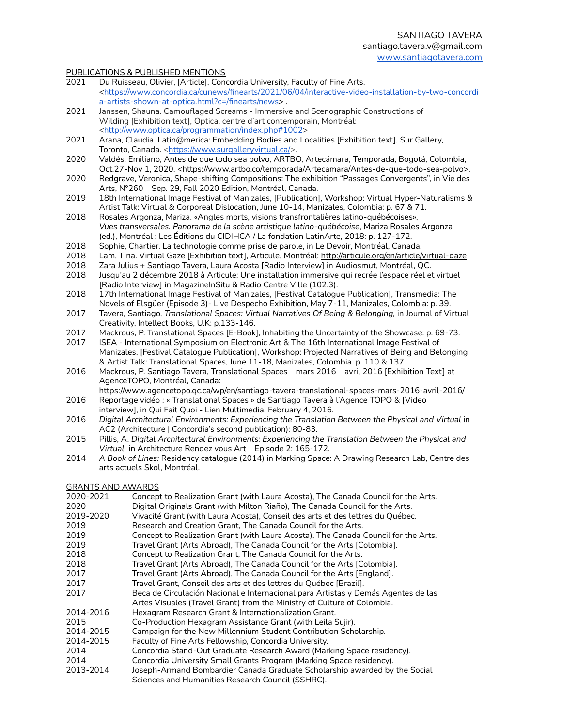SANTIAGO TAVERA
santiago.tavera.v@gmail.com
www.santiagotavera.com

## PUBLICATIONS & PUBLISHED MENTIONS

| | |
|---|---|
| 2021 | Du Ruisseau, Olivier, [Article], Concordia University, Faculty of Fine Arts. <https://www.concordia.ca/cunews/finearts/2021/06/04/interactive-video-installation-by-two-concordia-artists-shown-at-optica.html?c=/finearts/news> . |
| 2021 | Janssen, Shauna. Camouflaged Screams - Immersive and Scenographic Constructions of Wilding [Exhibition text], Optica, centre d'art contemporain, Montréal: <http://www.optica.ca/programmation/index.php#1002> |
| 2021 | Arana, Claudia. Latin@merica: Embedding Bodies and Localities [Exhibition text], Sur Gallery, Toronto, Canada. <https://www.surgalleryvirtual.ca/>. |
| 2020 | Valdés, Emiliano, Antes de que todo sea polvo, ARTBO, Artecámara, Temporada, Bogotá, Colombia, Oct.27-Nov 1, 2020. <https://www.artbo.co/temporada/Artecamara/Antes-de-que-todo-sea-polvo>. |
| 2020 | Redgrave, Veronica, Shape-shifting Compositions: The exhibition "Passages Convergents", in Vie des Arts, N°260 – Sep. 29, Fall 2020 Edition, Montréal, Canada. |
| 2019 | 18th International Image Festival of Manizales, [Publication], Workshop: Virtual Hyper-Naturalisms & Artist Talk: Virtual & Corporeal Dislocation, June 10-14, Manizales, Colombia: p. 67 & 71. |
| 2018 | Rosales Argonza, Mariza. «Angles morts, visions transfrontalières latino-québécoises», *Vues transversales. Panorama de la scène artistique latino-québécoise*, Mariza Rosales Argonza (ed.), Montréal : Les Éditions du CIDIHCA / La fondation LatinArte, 2018: p. 127-172. |
| 2018 | Sophie, Chartier. La technologie comme prise de parole, in Le Devoir, Montréal, Canada. |
| 2018 | Lam, Tina. Virtual Gaze [Exhibition text], Articule, Montréal: http://articule.org/en/article/virtual-gaze |
| 2018 | Zara Julius + Santiago Tavera, Laura Acosta [Radio Interview] in Audiosmut, Montréal, QC. |
| 2018 | Jusqu'au 2 décembre 2018 à Articule: Une installation immersive qui recrée l'espace réel et virtuel [Radio Interview] in MagazineInSitu & Radio Centre Ville (102.3). |
| 2018 | 17th International Image Festival of Manizales, [Festival Catalogue Publication], Transmedia: The Novels of Elsgüer (Episode 3)- Live Despecho Exhibition, May 7-11, Manizales, Colombia: p. 39. |
| 2017 | Tavera, Santiago, *Translational Spaces: Virtual Narratives Of Being & Belonging*, in Journal of Virtual Creativity, Intellect Books, U.K: p.133-146. |
| 2017 | Mackrous, P. Translational Spaces [E-Book], Inhabiting the Uncertainty of the Showcase: p. 69-73. |
| 2017 | ISEA - International Symposium on Electronic Art & The 16th International Image Festival of Manizales, [Festival Catalogue Publication], Workshop: Projected Narratives of Being and Belonging & Artist Talk: Translational Spaces, June 11-18, Manizales, Colombia. p. 110 & 137. |
| 2016 | Mackrous, P. Santiago Tavera, Translational Spaces – mars 2016 – avril 2016 [Exhibition Text] at AgenceTOPO, Montréal, Canada: https://www.agencetopo.qc.ca/wp/en/santiago-tavera-translational-spaces-mars-2016-avril-2016/ |
| 2016 | Reportage vidéo : « Translational Spaces » de Santiago Tavera à l'Agence TOPO & [Video interview], in Qui Fait Quoi - Lien Multimedia, February 4, 2016. |
| 2016 | *Digital Architectural Environments: Experiencing the Translation Between the Physical and Virtual* in AC2 (Architecture \| Concordia's second publication): 80-83. |
| 2015 | Pillis, A. *Digital Architectural Environments: Experiencing the Translation Between the Physical and Virtual* in Architecture Rendez vous Art – Episode 2: 165-172. |
| 2014 | *A Book of Lines:* Residency catalogue (2014) in Marking Space: A Drawing Research Lab, Centre des arts actuels Skol, Montréal. |

## GRANTS AND AWARDS

| | |
|---|---|
| 2020-2021 | Concept to Realization Grant (with Laura Acosta), The Canada Council for the Arts. |
| 2020 | Digital Originals Grant (with Milton Riaño), The Canada Council for the Arts. |
| 2019-2020 | Vivacité Grant (with Laura Acosta), Conseil des arts et des lettres du Québec. |
| 2019 | Research and Creation Grant, The Canada Council for the Arts. |
| 2019 | Concept to Realization Grant (with Laura Acosta), The Canada Council for the Arts. |
| 2019 | Travel Grant (Arts Abroad), The Canada Council for the Arts [Colombia]. |
| 2018 | Concept to Realization Grant, The Canada Council for the Arts. |
| 2018 | Travel Grant (Arts Abroad), The Canada Council for the Arts [Colombia]. |
| 2017 | Travel Grant (Arts Abroad), The Canada Council for the Arts [England]. |
| 2017 | Travel Grant, Conseil des arts et des lettres du Québec [Brazil]. |
| 2017 | Beca de Circulación Nacional e Internacional para Artistas y Demás Agentes de las Artes Visuales (Travel Grant) from the Ministry of Culture of Colombia. |
| 2014-2016 | Hexagram Research Grant & Internationalization Grant. |
| 2015 | Co-Production Hexagram Assistance Grant (with Leila Sujir). |
| 2014-2015 | Campaign for the New Millennium Student Contribution Scholarship. |
| 2014-2015 | Faculty of Fine Arts Fellowship, Concordia University. |
| 2014 | Concordia Stand-Out Graduate Research Award (Marking Space residency). |
| 2014 | Concordia University Small Grants Program (Marking Space residency). |
| 2013-2014 | Joseph-Armand Bombardier Canada Graduate Scholarship awarded by the Social Sciences and Humanities Research Council (SSHRC). |